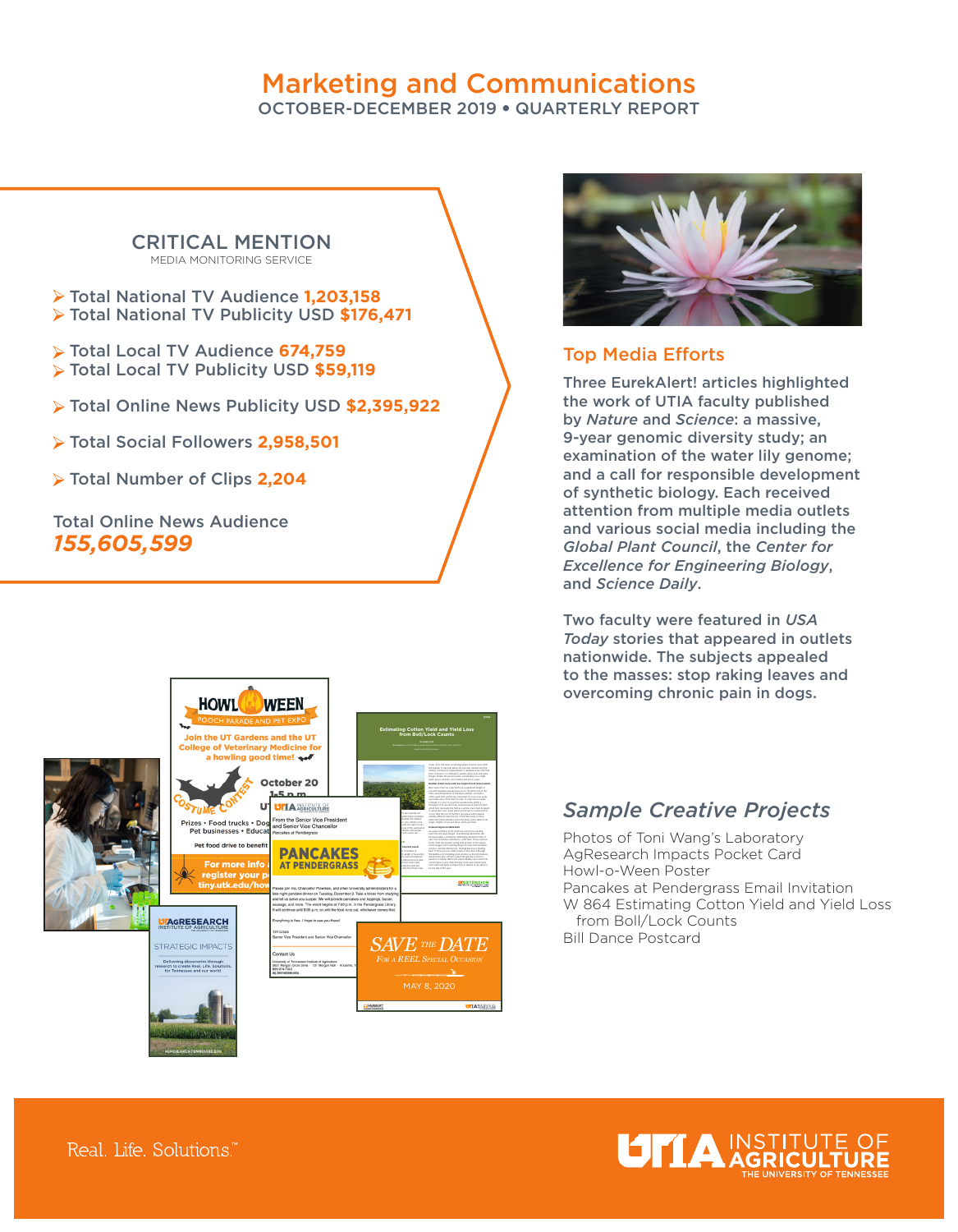# Marketing and Communications

OCTOBER-DECEMBER 2019 • QUARTERLY REPORT

## CRITICAL MENTION

MEDIA MONITORING SERVICE

- Total National TV Audience **1,203,158**
- Total National TV Publicity USD **$176,471**
- Total Local TV Audience **674,759**
- Total Local TV Publicity USD **$59,119**
- Total Online News Publicity USD **$2,395,922**
- Total Social Followers **2,958,501**
- Total Number of Clips **2,204**

Total Online News Audience
***155,605,599***

## Top Media Efforts

Three EurekAlert! articles highlighted the work of UTIA faculty published by *Nature* and *Science*: a massive, 9-year genomic diversity study; an examination of the water lily genome; and a call for responsible development of synthetic biology. Each received attention from multiple media outlets and various social media including the *Global Plant Council*, the *Center for Excellence for Engineering Biology*, and *Science Daily*.

Two faculty were featured in *USA Today* stories that appeared in outlets nationwide. The subjects appealed to the masses: stop raking leaves and overcoming chronic pain in dogs.

## *Sample Creative Projects*

Photos of Toni Wang's Laboratory
AgResearch Impacts Pocket Card
Howl-o-Ween Poster
Pancakes at Pendergrass Email Invitation
W 864 Estimating Cotton Yield and Yield Loss from Boll/Lock Counts
Bill Dance Postcard

Real. Life. Solutions.™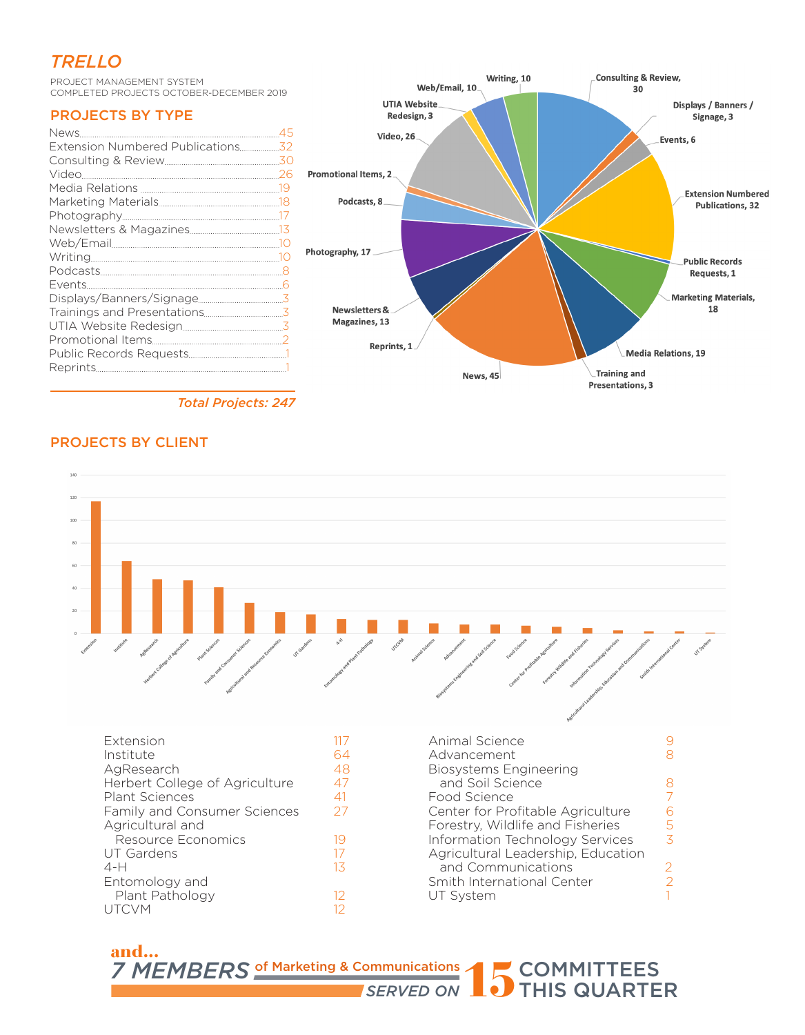# TRELLO

PROJECT MANAGEMENT SYSTEM
COMPLETED PROJECTS OCTOBER-DECEMBER 2019

## PROJECTS BY TYPE

| | |
|---|---|
| News | 45 |
| Extension Numbered Publications | 32 |
| Consulting & Review | 30 |
| Video | 26 |
| Media Relations | 19 |
| Marketing Materials | 18 |
| Photography | 17 |
| Newsletters & Magazines | 13 |
| Web/Email | 10 |
| Writing | 10 |
| Podcasts | 8 |
| Events | 6 |
| Displays/Banners/Signage | 3 |
| Trainings and Presentations | 3 |
| UTIA Website Redesign | 3 |
| Promotional Items | 2 |
| Public Records Requests | 1 |
| Reprints | 1 |

*Total Projects: 247*

Consulting & Review, 30
Displays / Banners / Signage, 3
Events, 6
Extension Numbered Publications, 32
Public Records Requests, 1
Marketing Materials, 18
Media Relations, 19
Training and Presentations, 3
News, 45
Reprints, 1
Newsletters & Magazines, 13
Photography, 17
Podcasts, 8
Promotional Items, 2
Video, 26
UTIA Website Redesign, 3
Web/Email, 10
Writing, 10

## PROJECTS BY CLIENT

0
20
40
60
80
100
120
140

Extension
Institute
AgResearch
Herbert College of Agriculture
Plant Sciences
Family and Consumer Sciences
Agricultural and Resource Economics
UT Gardens
4-H
Entomology and Plant Pathology
UTCVM
Animal Science
Advancement
Biosystems Engineering and Soil Science
Food Science
Center for Profitable Agriculture
Forestry Wildlife and Fisheries
Information Technology Services
Agricultural Leadership, Education and Communications
Smith International Center
UT System

| | |
|---|---|
| Extension | 117 |
| Institute | 64 |
| AgResearch | 48 |
| Herbert College of Agriculture | 47 |
| Plant Sciences | 41 |
| Family and Consumer Sciences | 27 |
| Agricultural and Resource Economics | 19 |
| UT Gardens | 17 |
| 4-H | 13 |
| Entomology and Plant Pathology | 12 |
| UTCVM | 12 |
| Animal Science | 9 |
| Advancement | 8 |
| Biosystems Engineering and Soil Science | 8 |
| Food Science | 7 |
| Center for Profitable Agriculture | 6 |
| Forestry, Wildlife and Fisheries | 5 |
| Information Technology Services | 3 |
| Agricultural Leadership, Education and Communications | 2 |
| Smith International Center | 2 |
| UT System | 1 |

**and... 7 MEMBERS of Marketing & Communications SERVED ON 15 COMMITTEES THIS QUARTER**